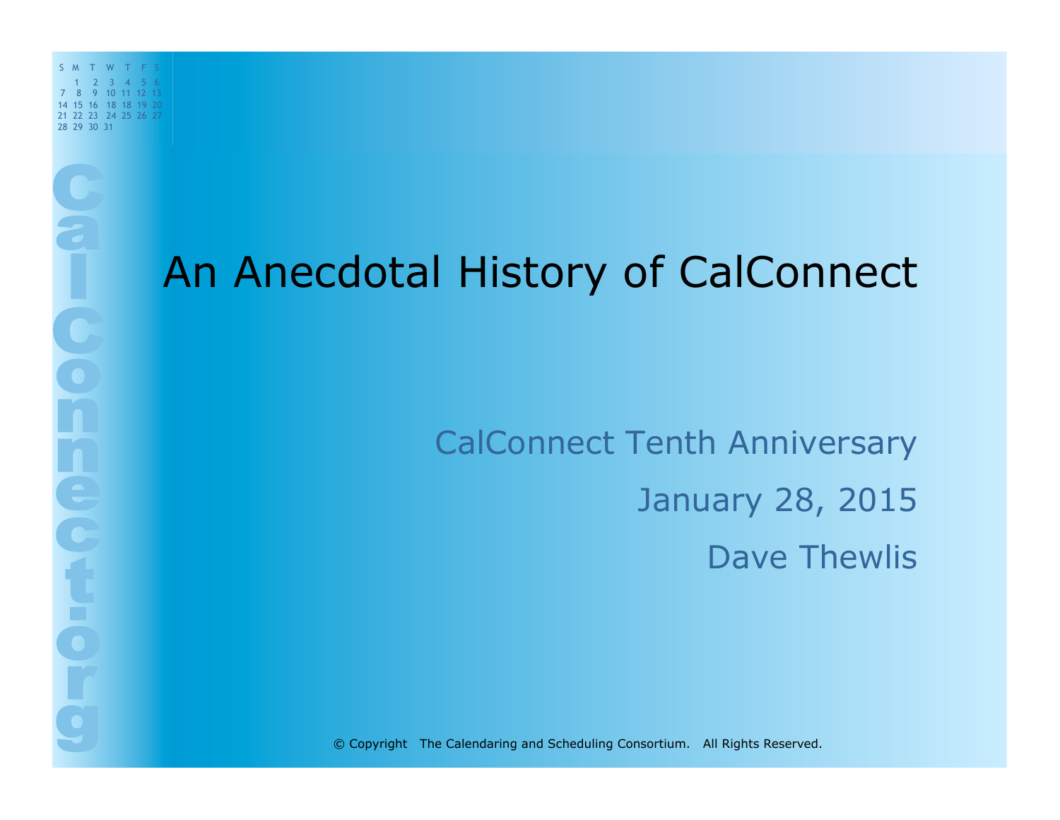# An Anecdotal History of CalConnect

CalConnect Tenth Anniversary

January 28, 2015

Dave Thewlis

© Copyright The Calendaring and Scheduling Consortium. All Rights Reserved.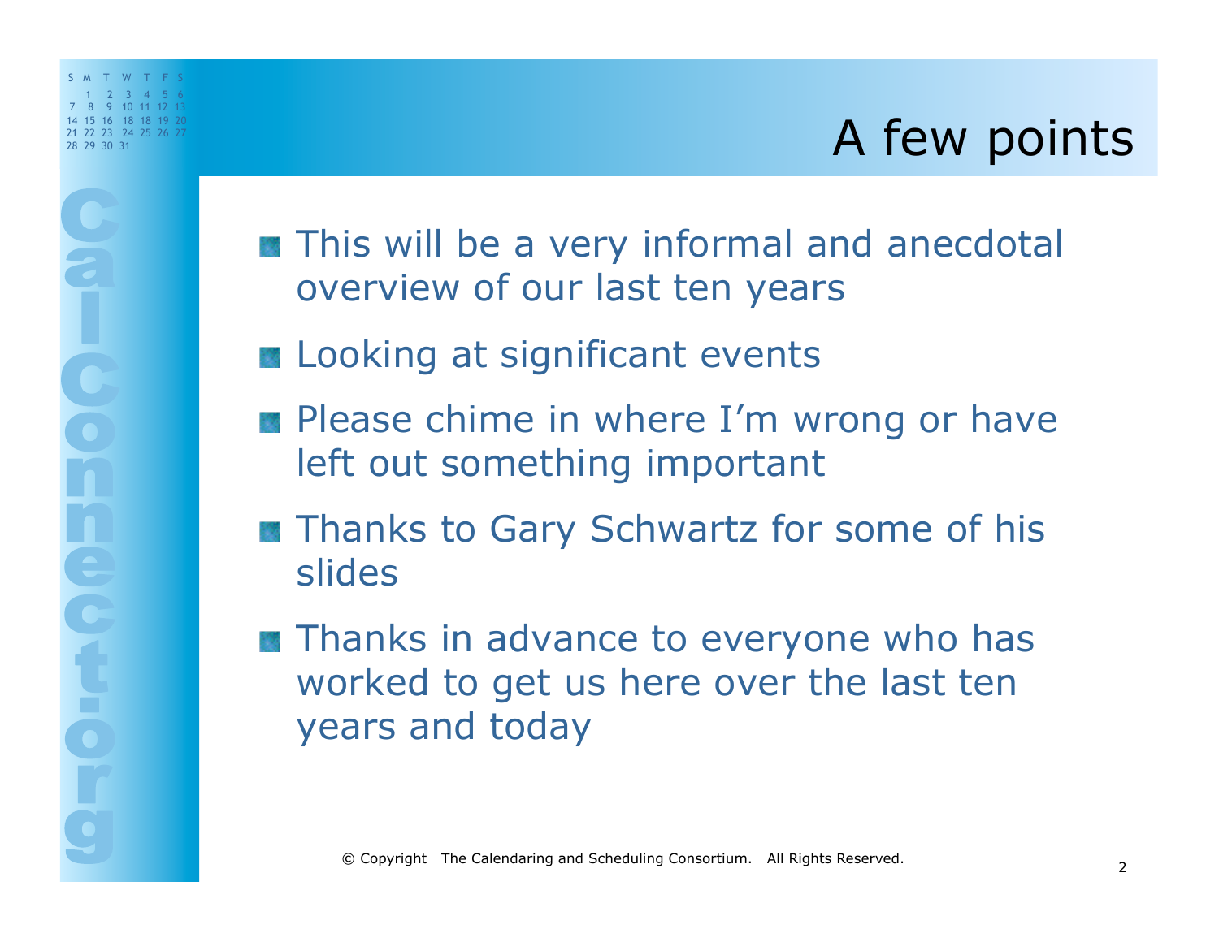# A few points

- This will be a very informal and anecdotal overview of our last ten years
- Looking at significant events
- Please chime in where I'm wrong or have left out something important
- Thanks to Gary Schwartz for some of his slides
- Thanks in advance to everyone who has worked to get us here over the last ten years and today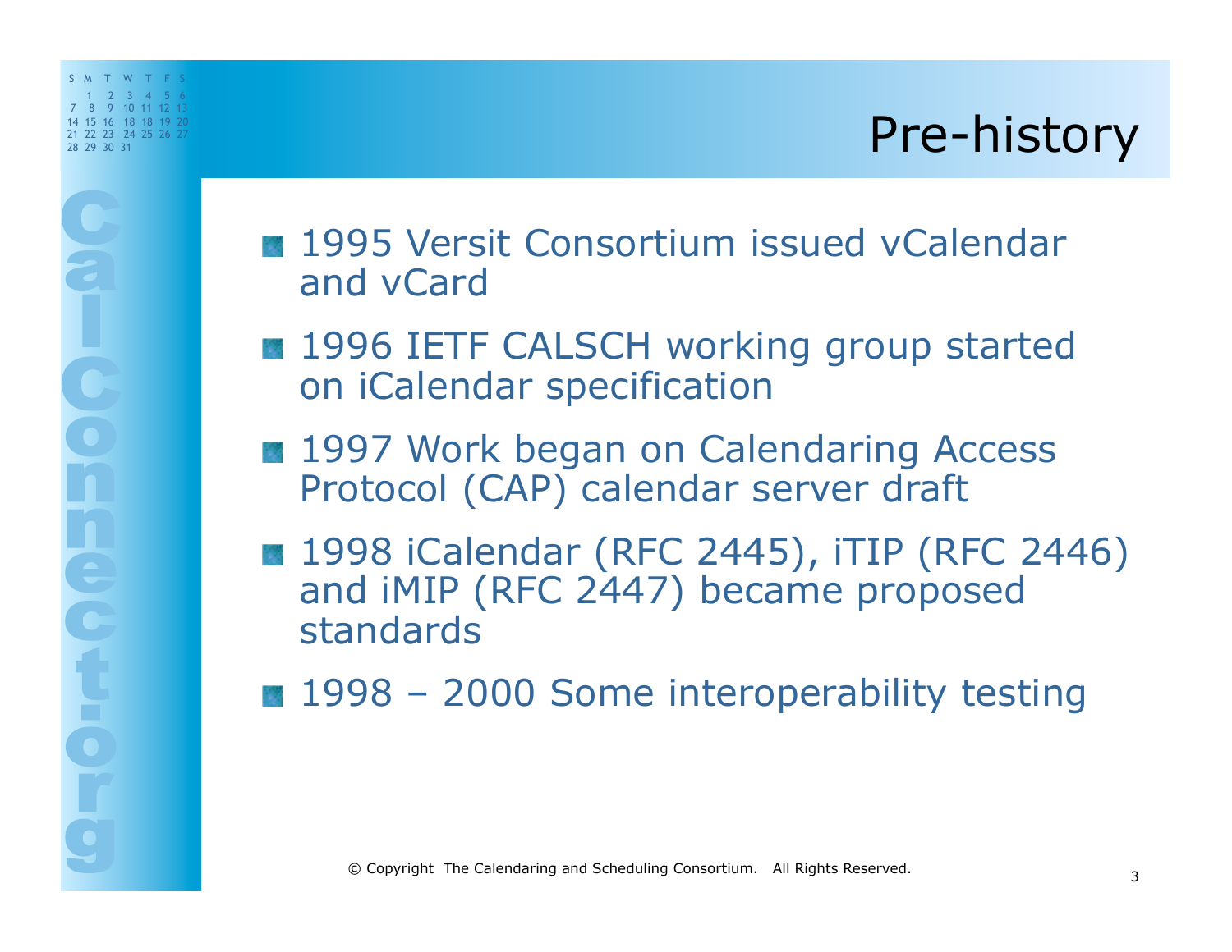# Pre-history

- 1995 Versit Consortium issued vCalendar and vCard
- 1996 IETF CALSCH working group started on iCalendar specification
- 1997 Work began on Calendaring Access Protocol (CAP) calendar server draft
- 1998 iCalendar (RFC 2445), iTIP (RFC 2446) and iMIP (RFC 2447) became proposed standards
- 1998 – 2000 Some interoperability testing

© Copyright The Calendaring and Scheduling Consortium. All Rights Reserved.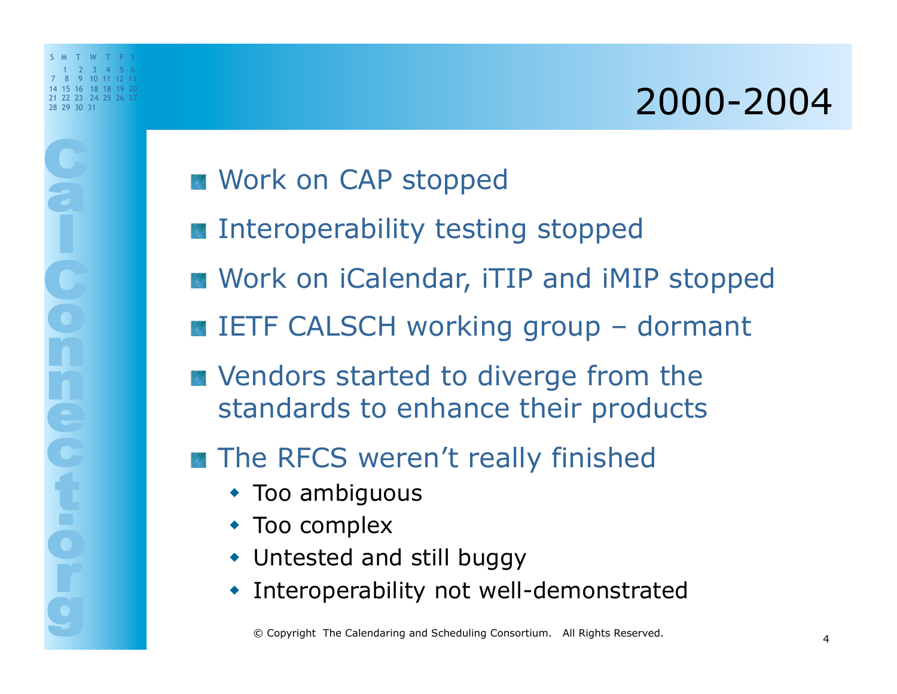# 2000-2004

- Work on CAP stopped
- Interoperability testing stopped
- Work on iCalendar, iTIP and iMIP stopped
- IETF CALSCH working group – dormant
- Vendors started to diverge from the standards to enhance their products
- The RFCS weren't really finished
  - Too ambiguous
  - Too complex
  - Untested and still buggy
  - Interoperability not well-demonstrated

© Copyright The Calendaring and Scheduling Consortium. All Rights Reserved.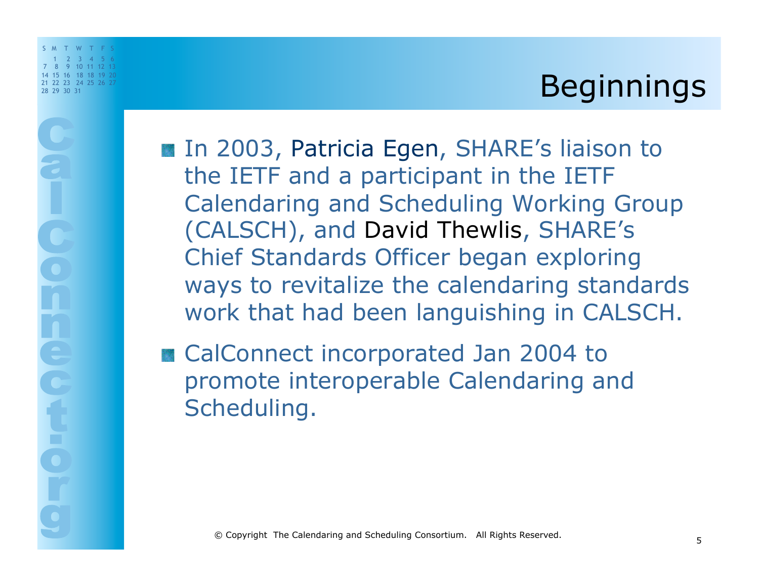# Beginnings

- In 2003, Patricia Egen, SHARE's liaison to the IETF and a participant in the IETF Calendaring and Scheduling Working Group (CALSCH), and David Thewlis, SHARE's Chief Standards Officer began exploring ways to revitalize the calendaring standards work that had been languishing in CALSCH.
- CalConnect incorporated Jan 2004 to promote interoperable Calendaring and Scheduling.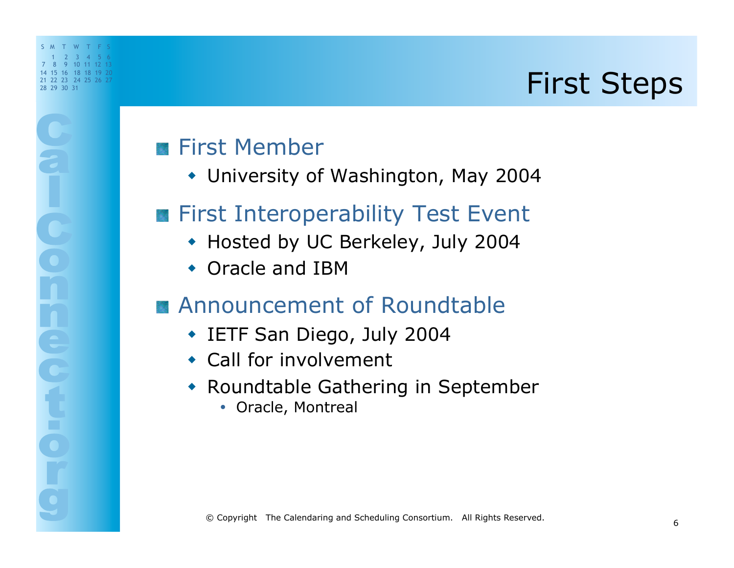# First Steps

- First Member
  - University of Washington, May 2004
- First Interoperability Test Event
  - Hosted by UC Berkeley, July 2004
  - Oracle and IBM
- Announcement of Roundtable
  - IETF San Diego, July 2004
  - Call for involvement
  - Roundtable Gathering in September
    - Oracle, Montreal

© Copyright The Calendaring and Scheduling Consortium. All Rights Reserved.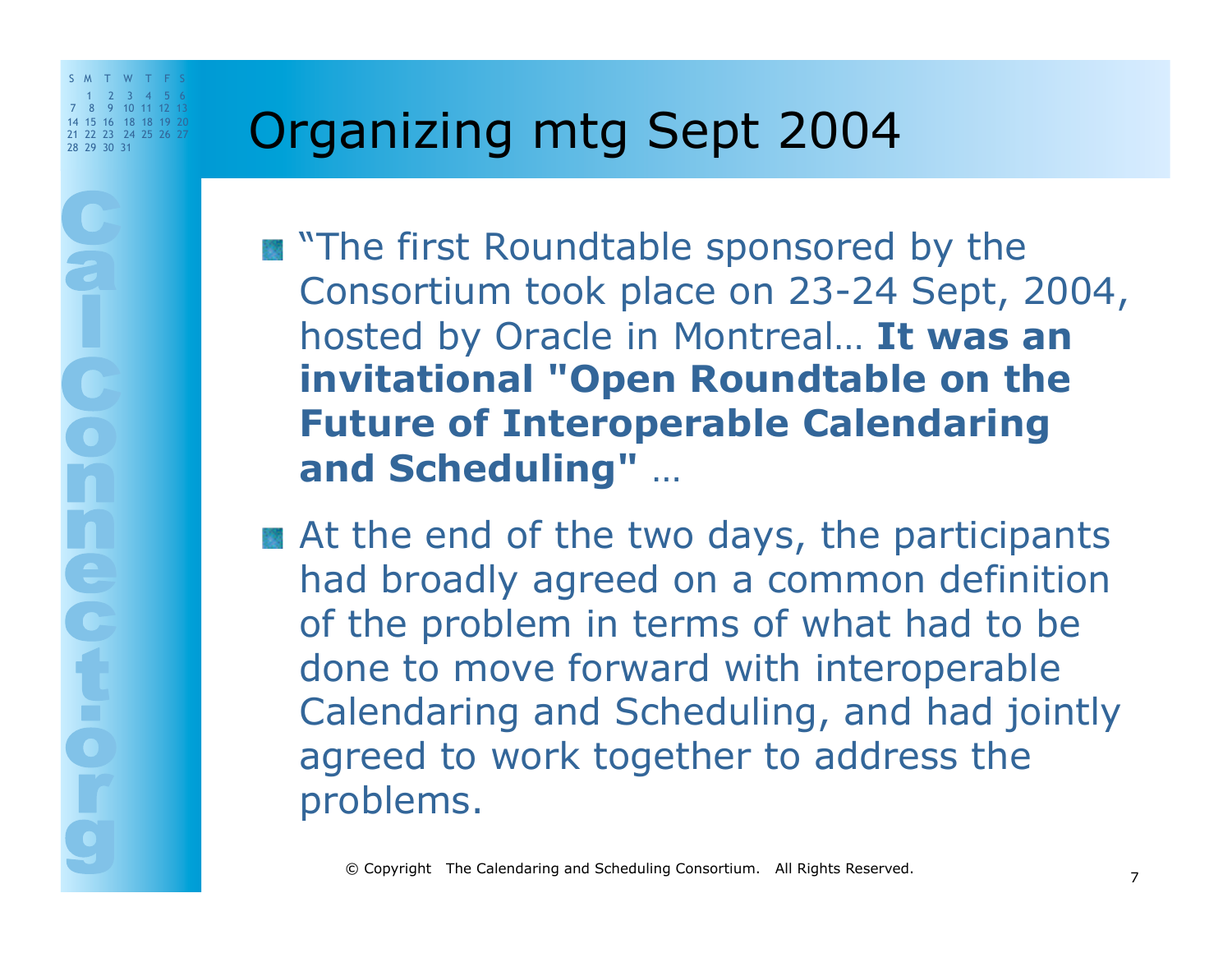# Organizing mtg Sept 2004

- "The first Roundtable sponsored by the Consortium took place on 23-24 Sept, 2004, hosted by Oracle in Montreal… **It was an invitational "Open Roundtable on the Future of Interoperable Calendaring and Scheduling"** …
- At the end of the two days, the participants had broadly agreed on a common definition of the problem in terms of what had to be done to move forward with interoperable Calendaring and Scheduling, and had jointly agreed to work together to address the problems.

© Copyright The Calendaring and Scheduling Consortium. All Rights Reserved.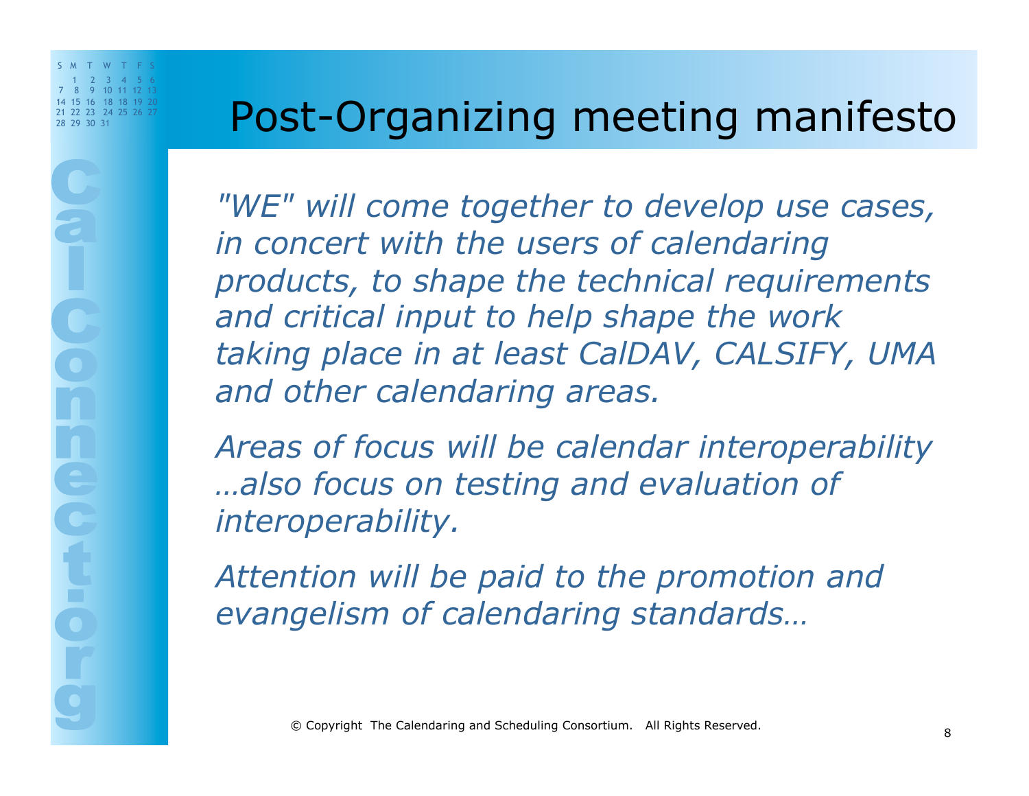# Post-Organizing meeting manifesto

*"WE" will come together to develop use cases, in concert with the users of calendaring products, to shape the technical requirements and critical input to help shape the work taking place in at least CalDAV, CALSIFY, UMA and other calendaring areas.*

*Areas of focus will be calendar interoperability …also focus on testing and evaluation of interoperability.*

*Attention will be paid to the promotion and evangelism of calendaring standards…*

© Copyright The Calendaring and Scheduling Consortium. All Rights Reserved.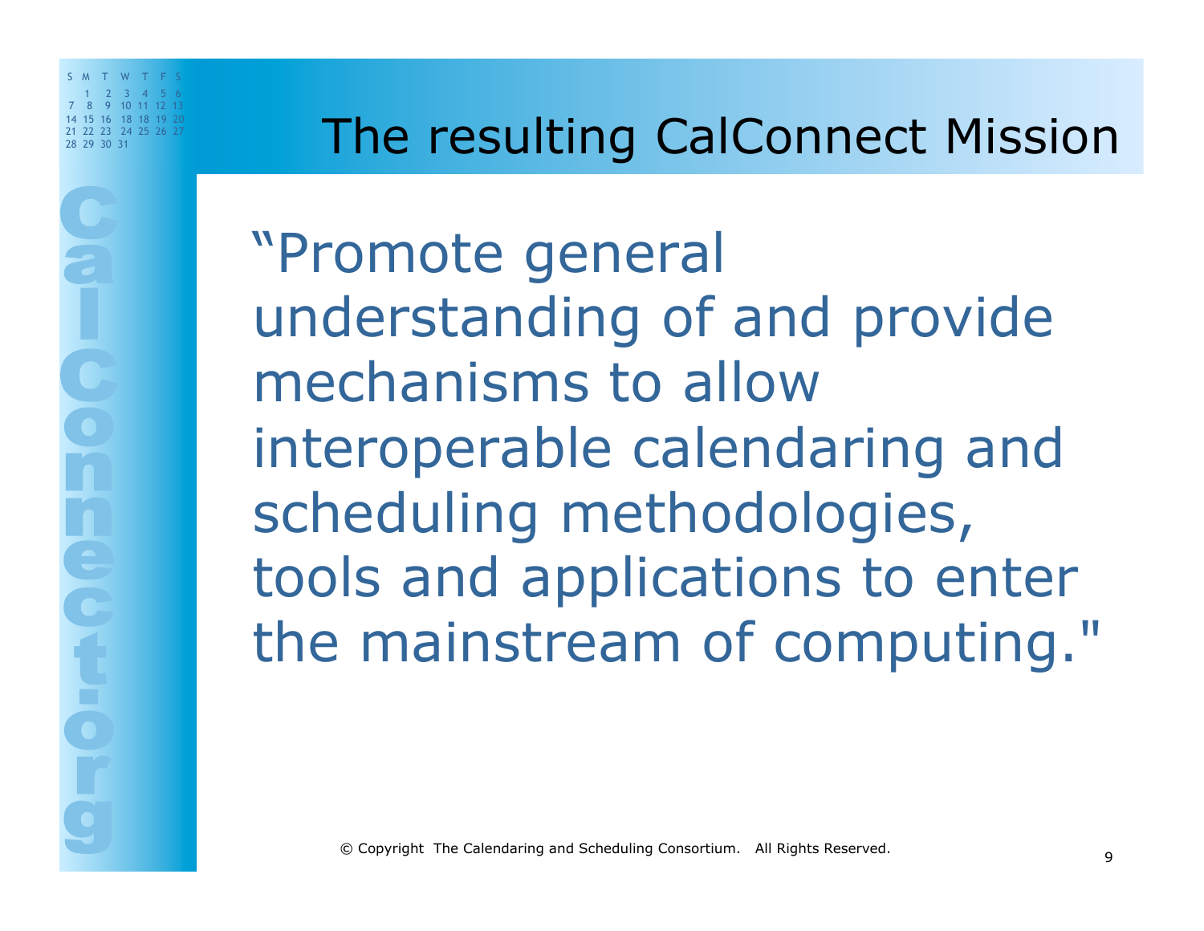# The resulting CalConnect Mission

"Promote general understanding of and provide mechanisms to allow interoperable calendaring and scheduling methodologies, tools and applications to enter the mainstream of computing."

© Copyright The Calendaring and Scheduling Consortium. All Rights Reserved.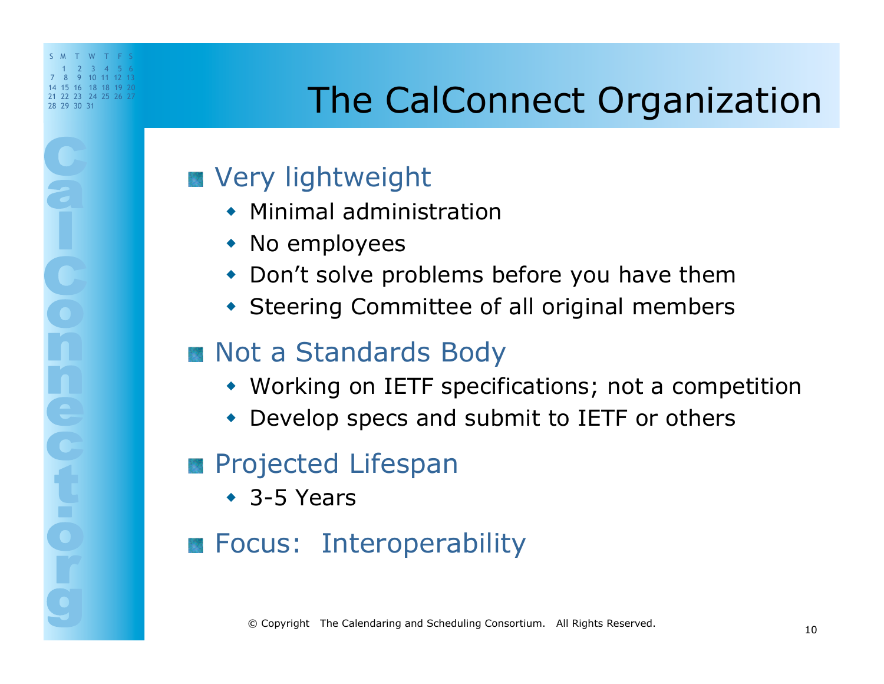# The CalConnect Organization

- Very lightweight
  - Minimal administration
  - No employees
  - Don't solve problems before you have them
  - Steering Committee of all original members
- Not a Standards Body
  - Working on IETF specifications; not a competition
  - Develop specs and submit to IETF or others
- Projected Lifespan
  - 3-5 Years
- Focus: Interoperability

© Copyright The Calendaring and Scheduling Consortium. All Rights Reserved.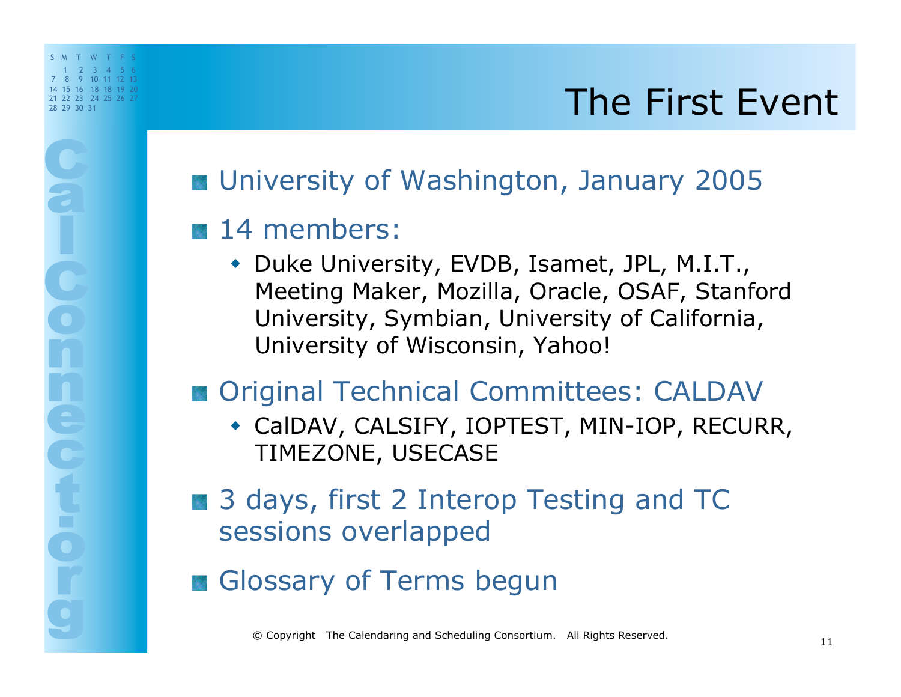# The First Event

- University of Washington, January 2005
- 14 members:
  - Duke University, EVDB, Isamet, JPL, M.I.T., Meeting Maker, Mozilla, Oracle, OSAF, Stanford University, Symbian, University of California, University of Wisconsin, Yahoo!
- Original Technical Committees: CALDAV
  - CalDAV, CALSIFY, IOPTEST, MIN-IOP, RECURR, TIMEZONE, USECASE
- 3 days, first 2 Interop Testing and TC sessions overlapped
- Glossary of Terms begun

© Copyright The Calendaring and Scheduling Consortium. All Rights Reserved.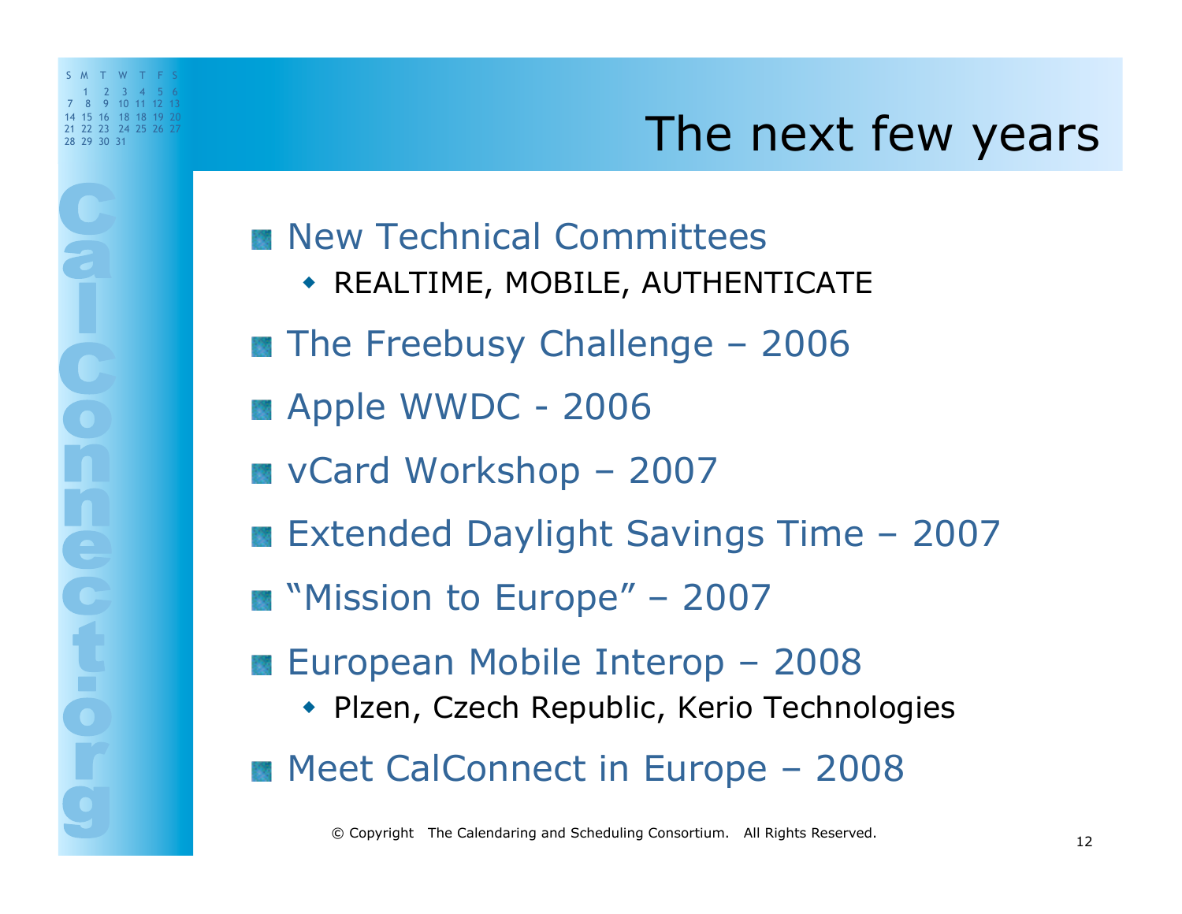# The next few years

- New Technical Committees
  - REALTIME, MOBILE, AUTHENTICATE
- The Freebusy Challenge – 2006
- Apple WWDC - 2006
- vCard Workshop – 2007
- Extended Daylight Savings Time – 2007
- "Mission to Europe" – 2007
- European Mobile Interop – 2008
  - Plzen, Czech Republic, Kerio Technologies
- Meet CalConnect in Europe – 2008

© Copyright The Calendaring and Scheduling Consortium. All Rights Reserved.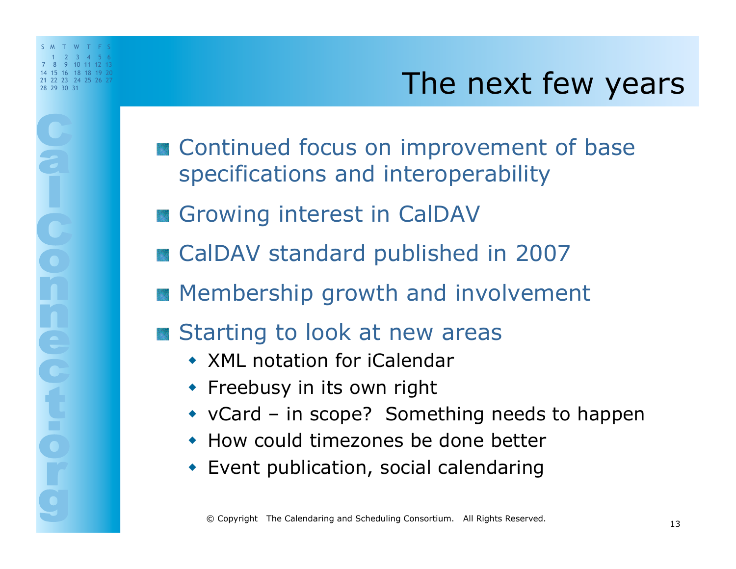# The next few years

- Continued focus on improvement of base specifications and interoperability
- Growing interest in CalDAV
- CalDAV standard published in 2007
- Membership growth and involvement
- Starting to look at new areas
  - XML notation for iCalendar
  - Freebusy in its own right
  - vCard – in scope? Something needs to happen
  - How could timezones be done better
  - Event publication, social calendaring

© Copyright The Calendaring and Scheduling Consortium. All Rights Reserved.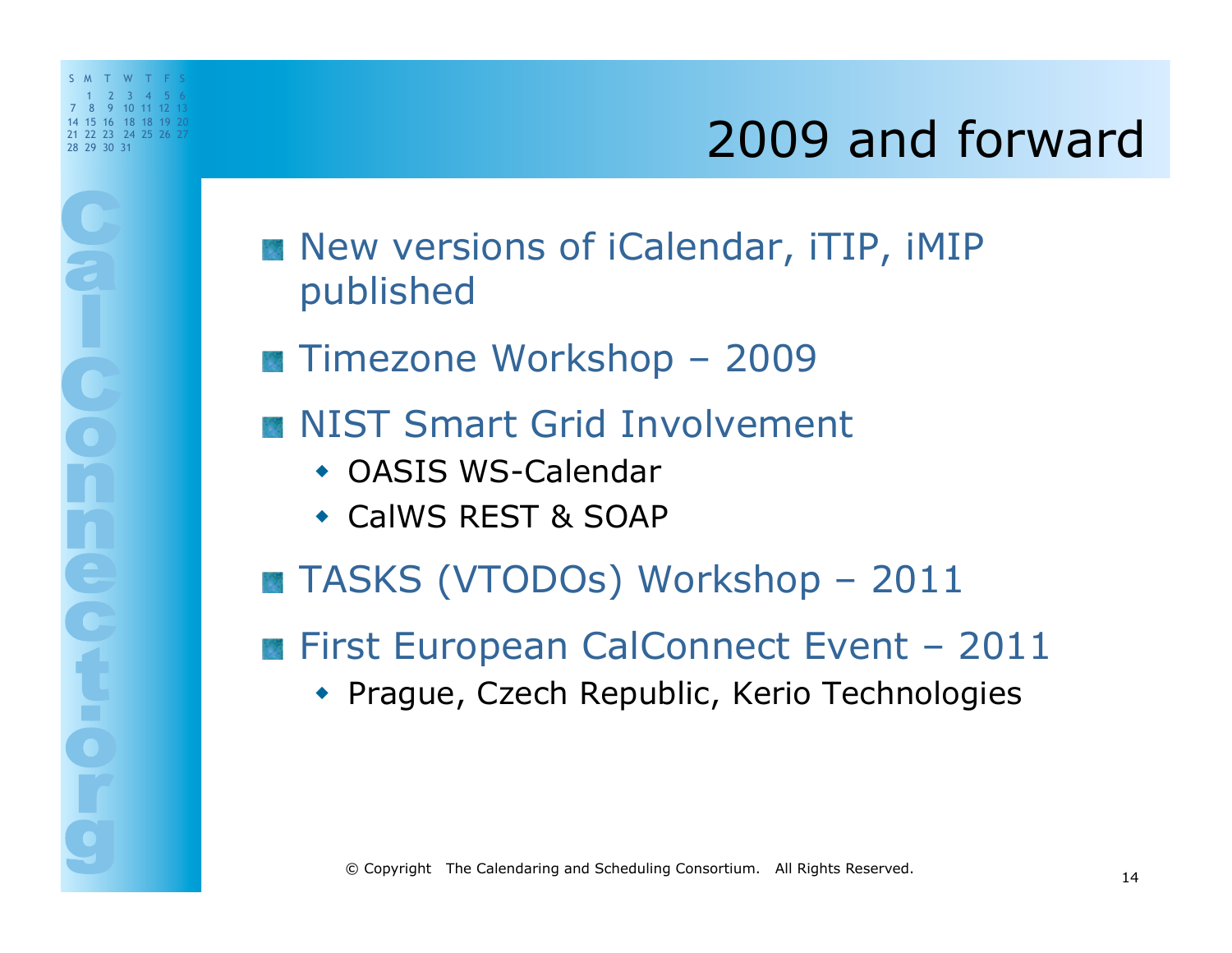# 2009 and forward

- New versions of iCalendar, iTIP, iMIP published
- Timezone Workshop – 2009
- NIST Smart Grid Involvement
  - OASIS WS-Calendar
  - CalWS REST & SOAP
- TASKS (VTODOs) Workshop – 2011
- First European CalConnect Event – 2011
  - Prague, Czech Republic, Kerio Technologies

© Copyright The Calendaring and Scheduling Consortium. All Rights Reserved.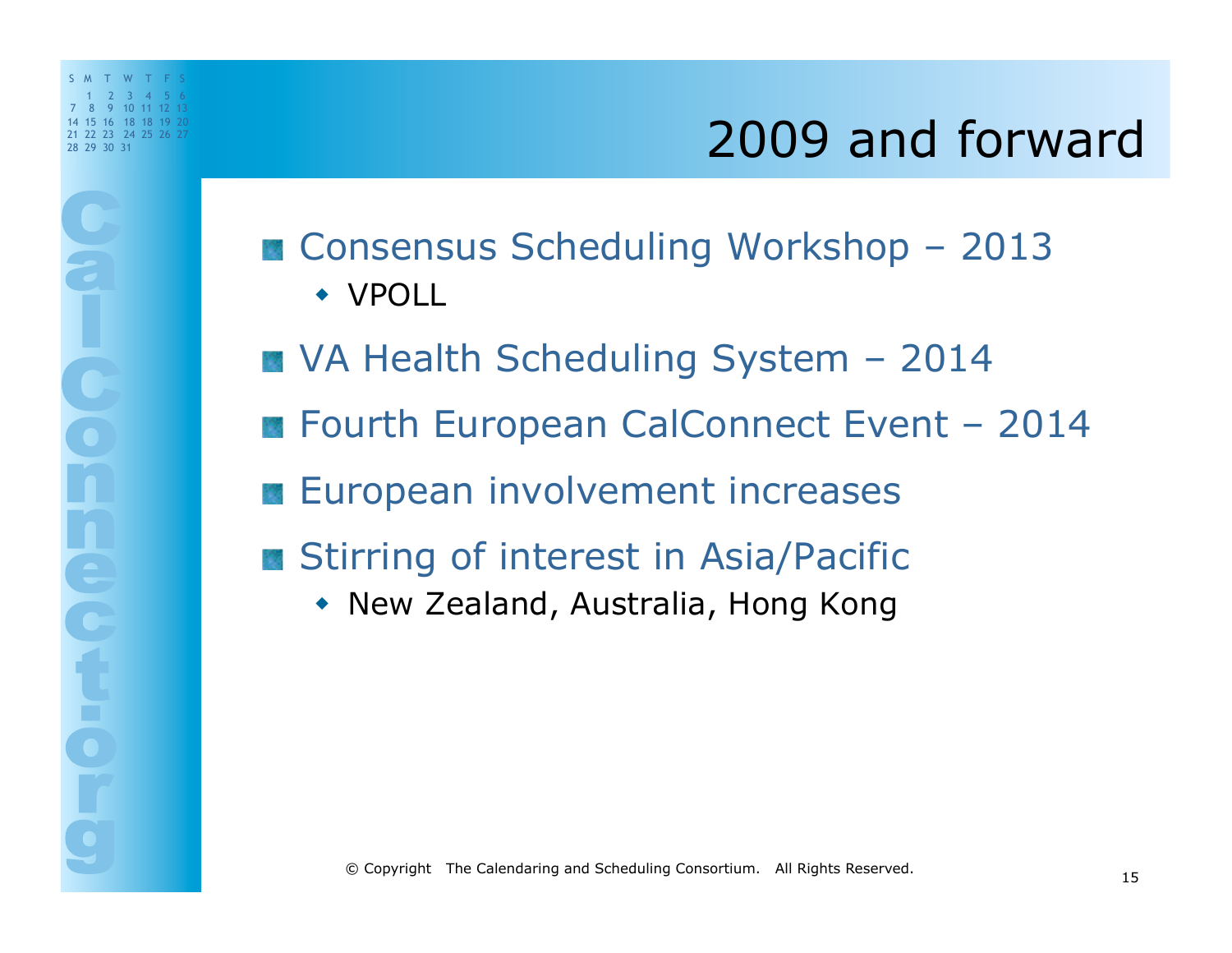# 2009 and forward

- Consensus Scheduling Workshop – 2013
  - VPOLL
- VA Health Scheduling System – 2014
- Fourth European CalConnect Event – 2014
- European involvement increases
- Stirring of interest in Asia/Pacific
  - New Zealand, Australia, Hong Kong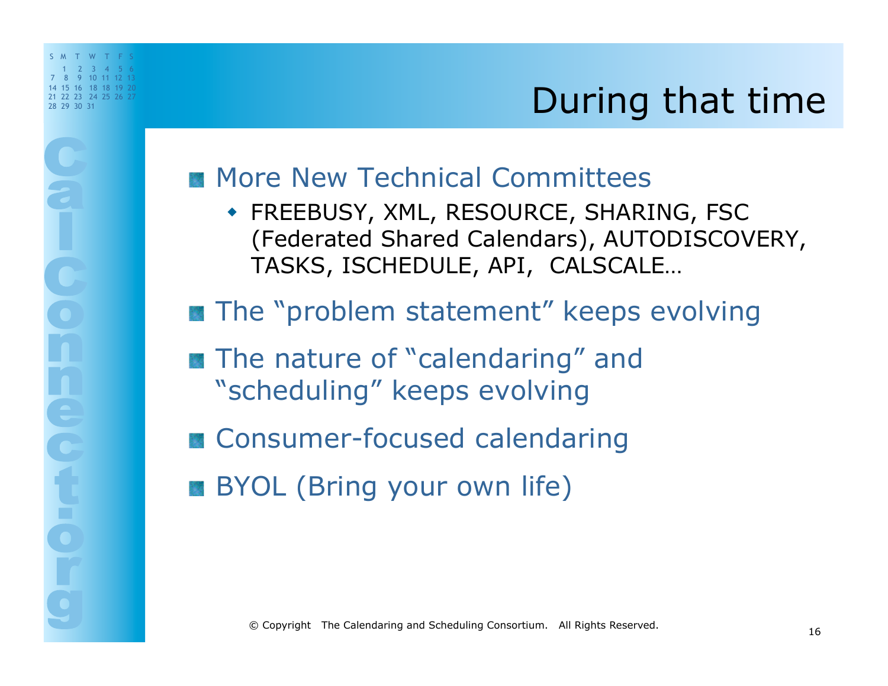# During that time

- More New Technical Committees
  - FREEBUSY, XML, RESOURCE, SHARING, FSC (Federated Shared Calendars), AUTODISCOVERY, TASKS, ISCHEDULE, API, CALSCALE…
- The “problem statement” keeps evolving
- The nature of “calendaring” and “scheduling” keeps evolving
- Consumer-focused calendaring
- BYOL (Bring your own life)

© Copyright The Calendaring and Scheduling Consortium. All Rights Reserved.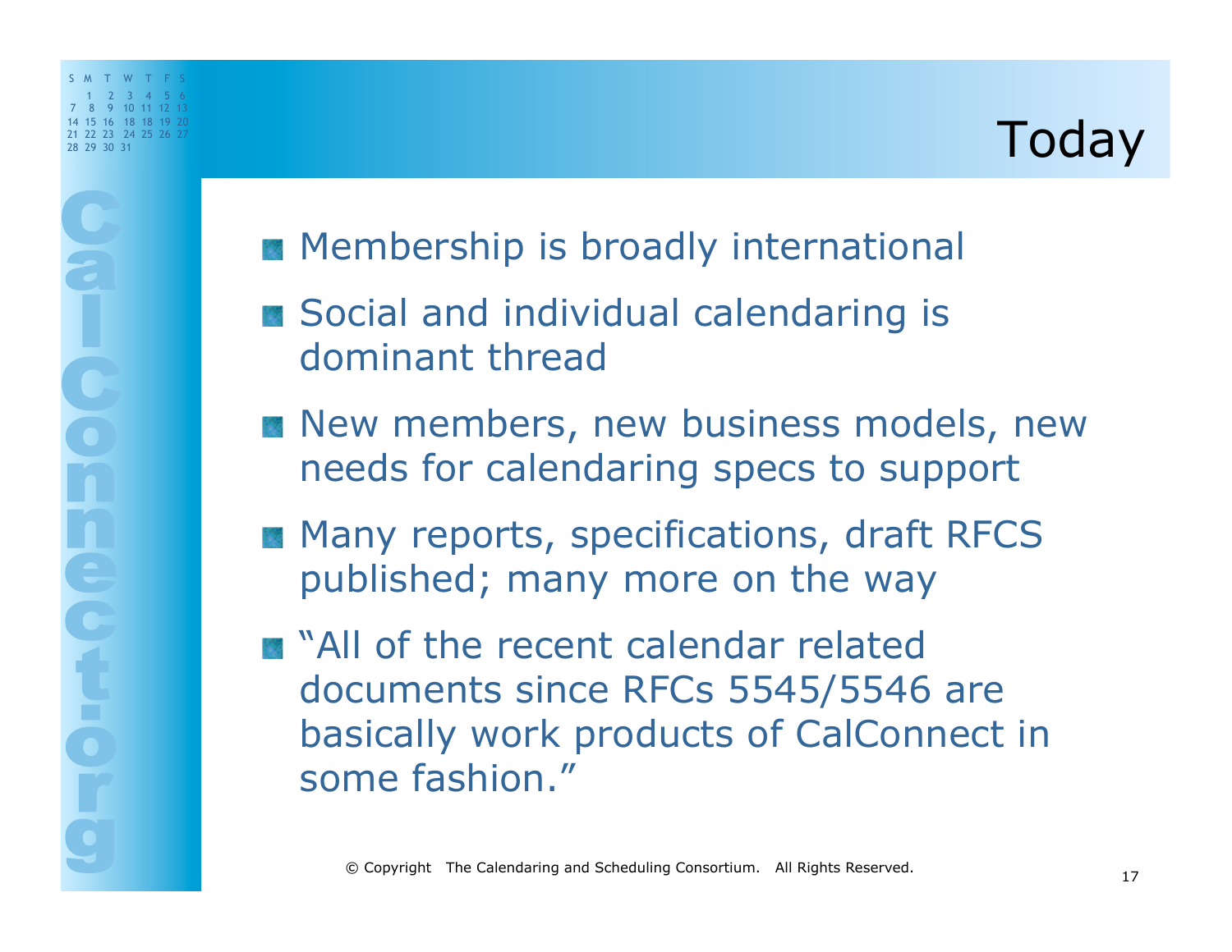# Today

- Membership is broadly international
- Social and individual calendaring is dominant thread
- New members, new business models, new needs for calendaring specs to support
- Many reports, specifications, draft RFCS published; many more on the way
- "All of the recent calendar related documents since RFCs 5545/5546 are basically work products of CalConnect in some fashion."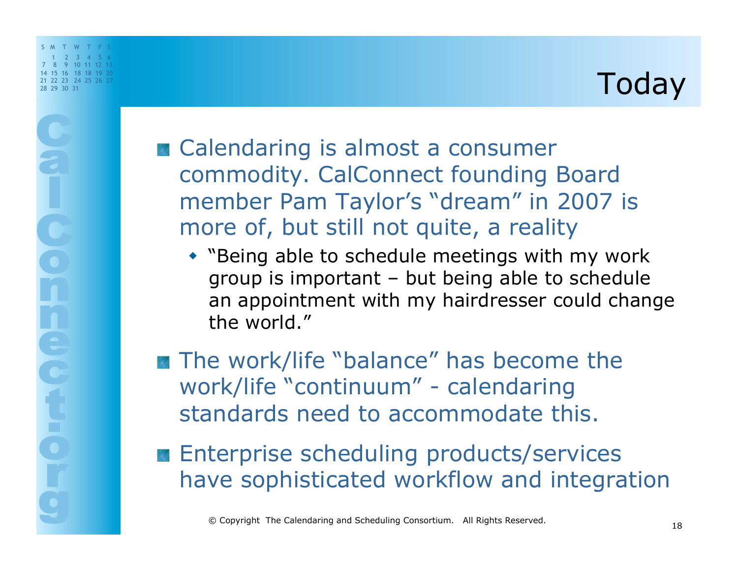# Today

- Calendaring is almost a consumer commodity. CalConnect founding Board member Pam Taylor's "dream" in 2007 is more of, but still not quite, a reality
  - "Being able to schedule meetings with my work group is important – but being able to schedule an appointment with my hairdresser could change the world."
- The work/life "balance" has become the work/life "continuum" - calendaring standards need to accommodate this.
- Enterprise scheduling products/services have sophisticated workflow and integration

© Copyright The Calendaring and Scheduling Consortium. All Rights Reserved.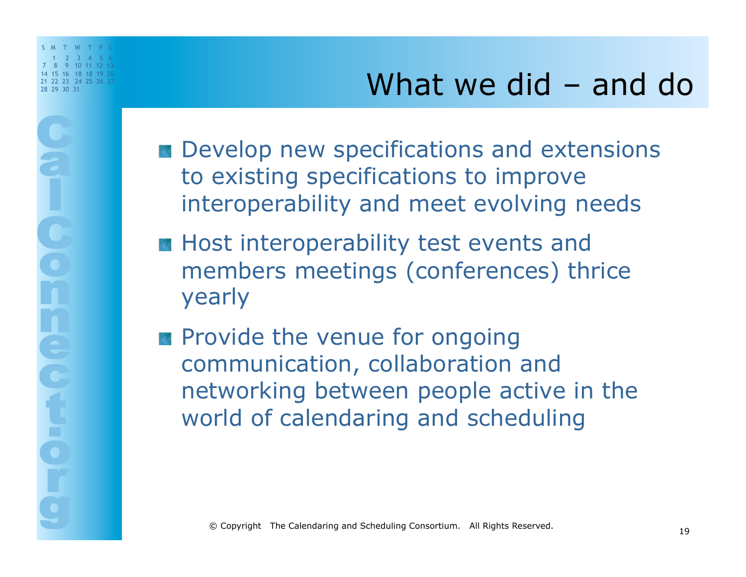# What we did – and do

- Develop new specifications and extensions to existing specifications to improve interoperability and meet evolving needs
- Host interoperability test events and members meetings (conferences) thrice yearly
- Provide the venue for ongoing communication, collaboration and networking between people active in the world of calendaring and scheduling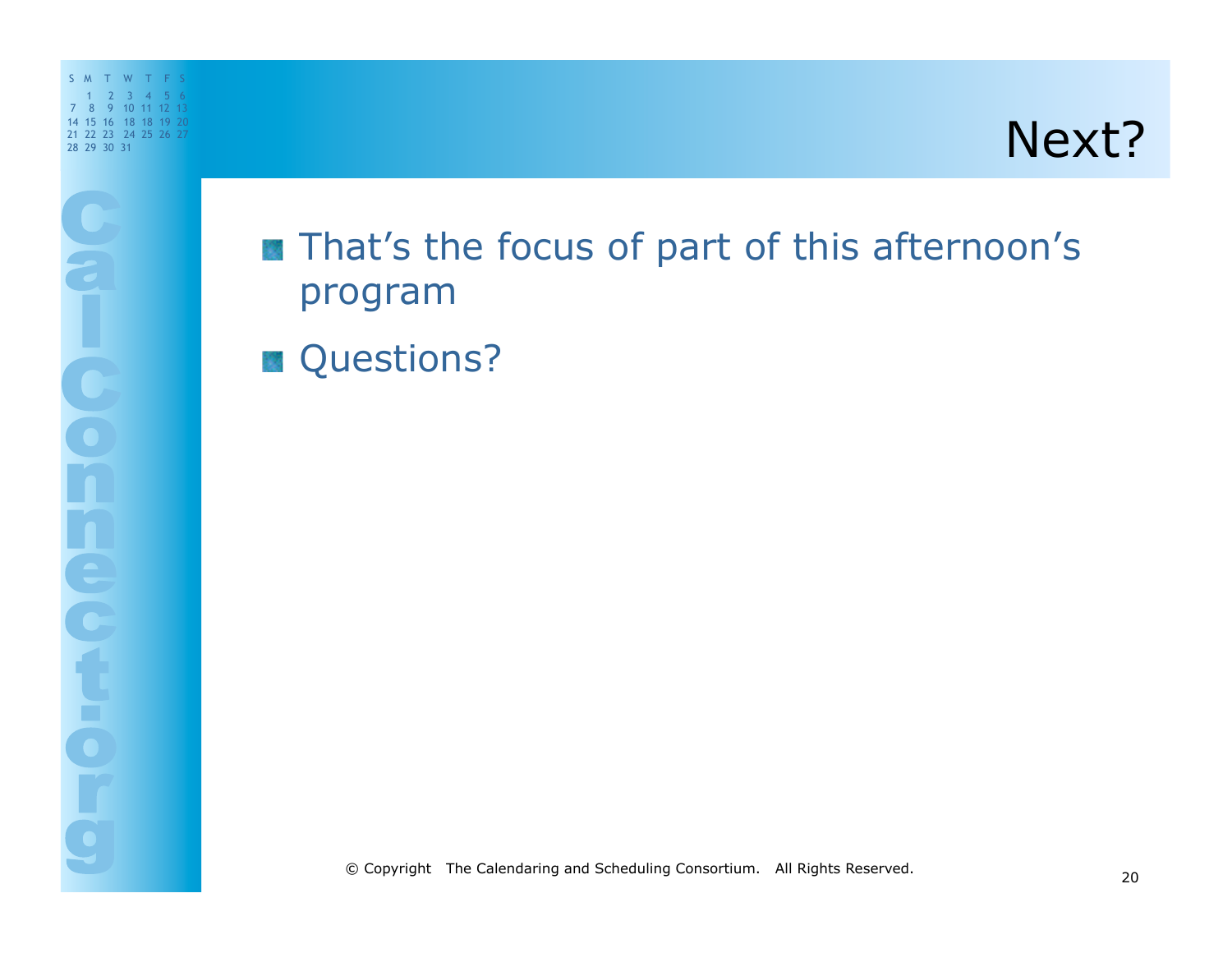# Next?

- That's the focus of part of this afternoon's program
- Questions?

© Copyright The Calendaring and Scheduling Consortium. All Rights Reserved.